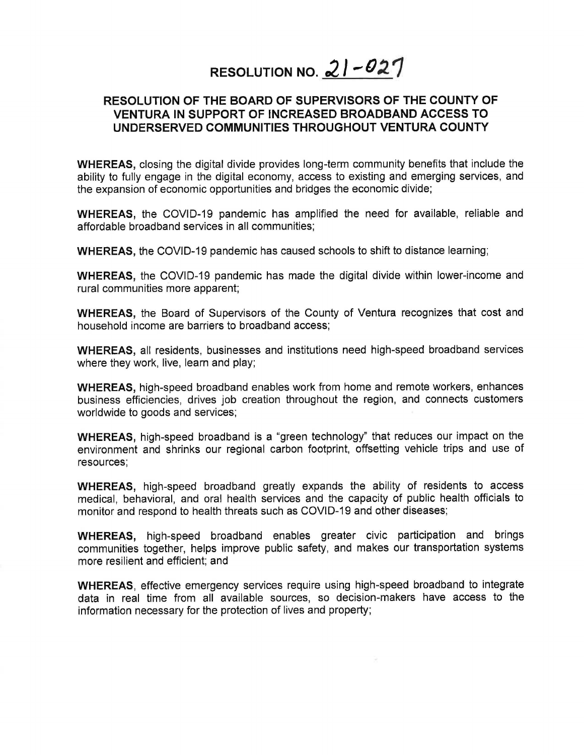# RESOLUTION NO. 21-027

## RESOLUTION OF THE BOARD OF SUPERVISORS OF THE COUNTY OF VENTURA IN SUPPORT OF INCREASED BROADBAND ACCESS TO UNDERSERVED COMMUNITIES THROUGHOUT VENTURA COUNTY

**WHEREAS,** closing the digital divide provides long-term community benefits that include the ability to fully engage in the digital economy, access to existing and emerging services, and the expansion of economic opportunities and bridges the economic divide;

**WHEREAS,** the COVID-19 pandemic has amplified the need for available, reliable and affordable broadband services in all communities;

**WHEREAS,** the COVID-19 pandemic has caused schools to shift to distance learning;

**WHEREAS,** the COVID-19 pandemic has made the digital divide within lower-income and rural communities more apparent;

**WHEREAS,** the Board of Supervisors of the County of Ventura recognizes that cost and household income are barriers to broadband access;

**WHEREAS,** all residents, businesses and institutions need high-speed broadband services where they work, live, learn and play;

**WHEREAS,** high-speed broadband enables work from home and remote workers, enhances business efficiencies, drives job creation throughout the region, and connects customers worldwide to goods and services;

**WHEREAS,** high-speed broadband is a "green technology" that reduces our impact on the environment and shrinks our regional carbon footprint, offsetting vehicle trips and use of resources;

**WHEREAS,** high-speed broadband greatly expands the ability of residents to access medical, behavioral, and oral health services and the capacity of public health officials to monitor and respond to health threats such as COVID-19 and other diseases;

**WHEREAS,** high-speed broadband enables greater civic participation and brings communities together, helps improve public safety, and makes our transportation systems more resilient and efficient; and

**WHEREAS**, effective emergency services require using high-speed broadband to integrate data in real time from all available sources, so decision-makers have access to the information necessary for the protection of lives and property;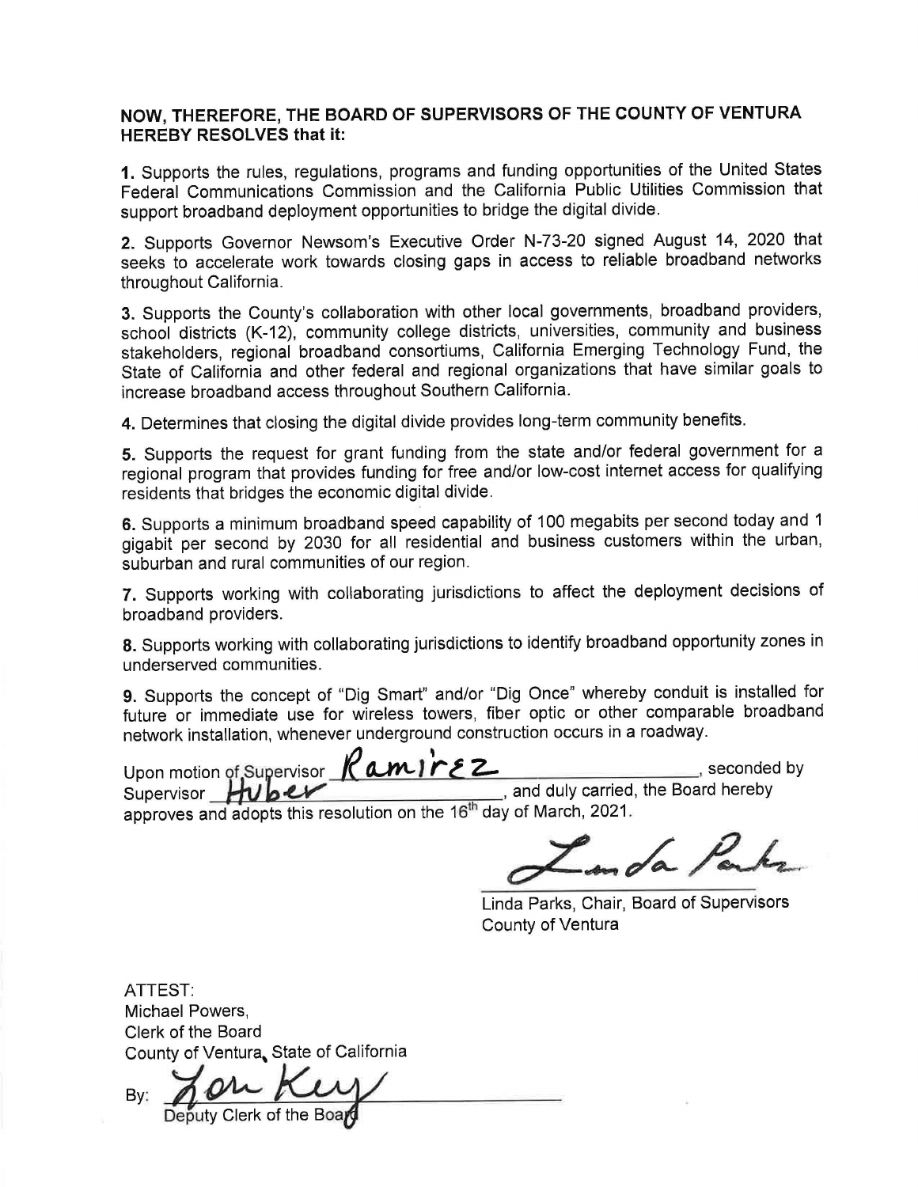**NOW, THEREFORE, THE BOARD OF SUPERVISORS OF THE COUNTY OF VENTURA HEREBY RESOLVES that it:**

**1.** Supports the rules, regulations, programs and funding opportunities of the United States Federal Communications Commission and the California Public Utilities Commission that support broadband deployment opportunities to bridge the digital divide.

**2.** Supports Governor Newsom's Executive Order N-73-20 signed August 14, 2020 that seeks to accelerate work towards closing gaps in access to reliable broadband networks throughout California.

**3.** Supports the County's collaboration with other local governments, broadband providers, school districts (K-12), community college districts, universities, community and business stakeholders, regional broadband consortiums, California Emerging Technology Fund, the State of California and other federal and regional organizations that have similar goals to increase broadband access throughout Southern California.

**4.** Determines that closing the digital divide provides long-term community benefits.

**5.** Supports the request for grant funding from the state and/or federal government for a regional program that provides funding for free and/or low-cost internet access for qualifying residents that bridges the economic digital divide.

**6.** Supports a minimum broadband speed capability of 100 megabits per second today and 1 gigabit per second by 2030 for all residential and business customers within the urban, suburban and rural communities of our region.

**7.** Supports working with collaborating jurisdictions to affect the deployment decisions of broadband providers.

**8.** Supports working with collaborating jurisdictions to identify broadband opportunity zones in underserved communities.

**9.** Supports the concept of "Dig Smart" and/or "Dig Once" whereby conduit is installed for future or immediate use for wireless towers, fiber optic or other comparable broadband network installation, whenever underground construction occurs in a roadway.

Upon motion of Supervisor Ramirez, seconded by Supervisor Huber, and duly carried, the Board hereby approves and adopts this resolution on the 16th day of March, 2021.

Linda Parks

Linda Parks, Chair, Board of Supervisors
County of Ventura

ATTEST:
Michael Powers,
Clerk of the Board
County of Ventura, State of California

By: Lori Key
Deputy Clerk of the Board